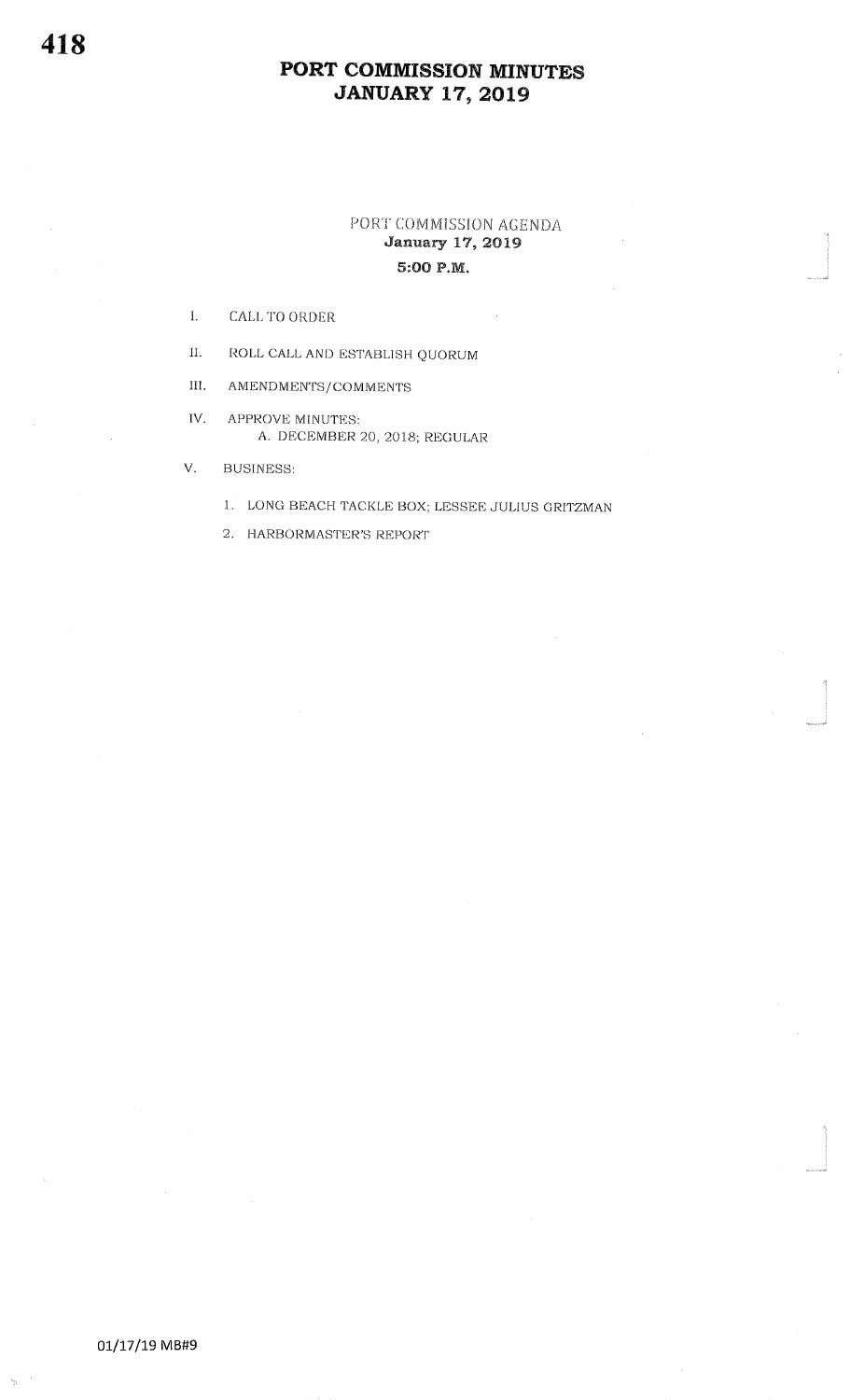# PORT COMMISSION MINUTES
# JANUARY 17, 2019

## PORT COMMISSION AGENDA
**January 17, 2019**
**5:00 P.M.**

I. CALL TO ORDER

II. ROLL CALL AND ESTABLISH QUORUM

III. AMENDMENTS/COMMENTS

IV. APPROVE MINUTES:
   A. DECEMBER 20, 2018; REGULAR

V. BUSINESS:

   1. LONG BEACH TACKLE BOX; LESSEE JULIUS GRITZMAN
   2. HARBORMASTER'S REPORT

01/17/19 MB#9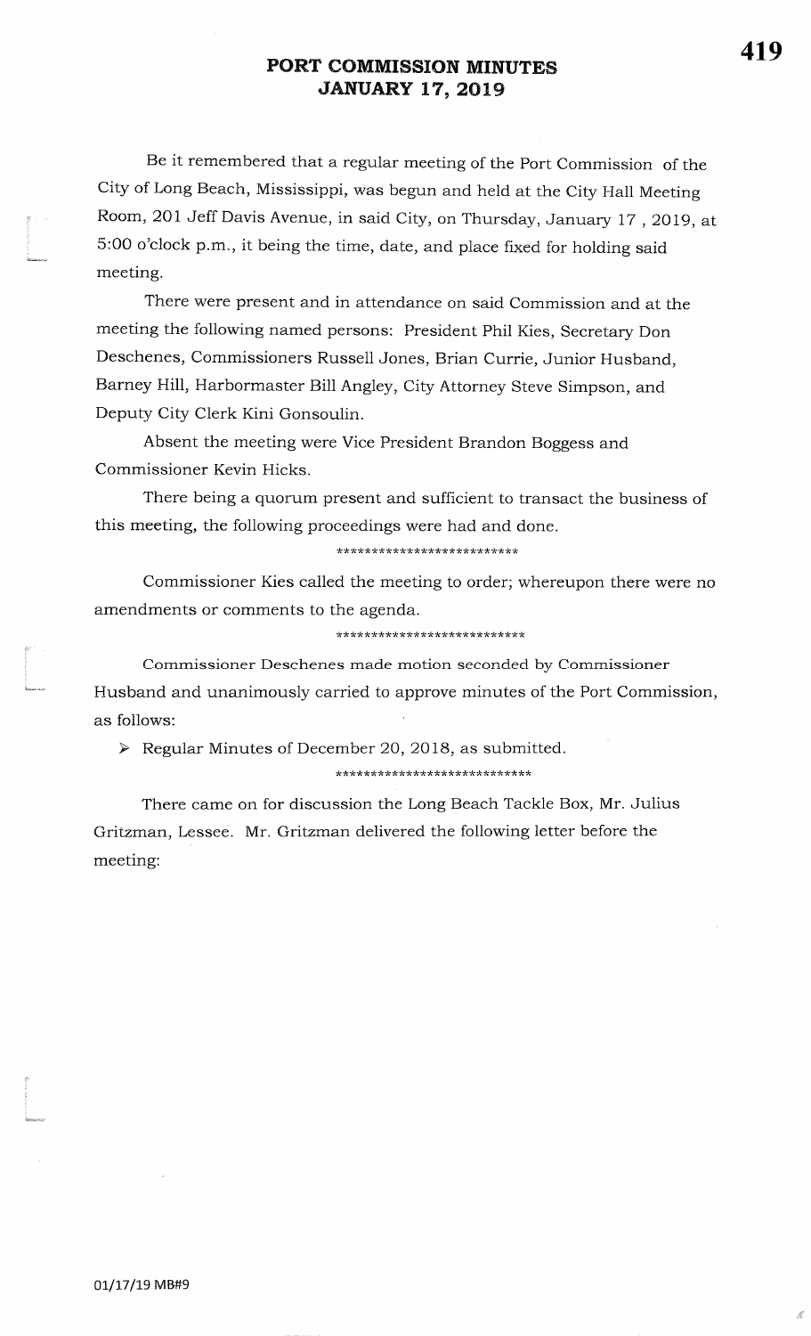# PORT COMMISSION MINUTES
# JANUARY 17, 2019

Be it remembered that a regular meeting of the Port Commission of the City of Long Beach, Mississippi, was begun and held at the City Hall Meeting Room, 201 Jeff Davis Avenue, in said City, on Thursday, January 17 , 2019, at 5:00 o'clock p.m., it being the time, date, and place fixed for holding said meeting.

There were present and in attendance on said Commission and at the meeting the following named persons: President Phil Kies, Secretary Don Deschenes, Commissioners Russell Jones, Brian Currie, Junior Husband, Barney Hill, Harbormaster Bill Angley, City Attorney Steve Simpson, and Deputy City Clerk Kini Gonsoulin.

Absent the meeting were Vice President Brandon Boggess and Commissioner Kevin Hicks.

There being a quorum present and sufficient to transact the business of this meeting, the following proceedings were had and done.

\*\*\*\*\*\*\*\*\*\*\*\*\*\*\*\*\*\*\*\*\*\*\*\*\*\*

Commissioner Kies called the meeting to order; whereupon there were no amendments or comments to the agenda.

\*\*\*\*\*\*\*\*\*\*\*\*\*\*\*\*\*\*\*\*\*\*\*\*\*\*\*

Commissioner Deschenes made motion seconded by Commissioner Husband and unanimously carried to approve minutes of the Port Commission, as follows:

- Regular Minutes of December 20, 2018, as submitted.

\*\*\*\*\*\*\*\*\*\*\*\*\*\*\*\*\*\*\*\*\*\*\*\*\*\*\*\*\*

There came on for discussion the Long Beach Tackle Box, Mr. Julius Gritzman, Lessee. Mr. Gritzman delivered the following letter before the meeting:

01/17/19 MB#9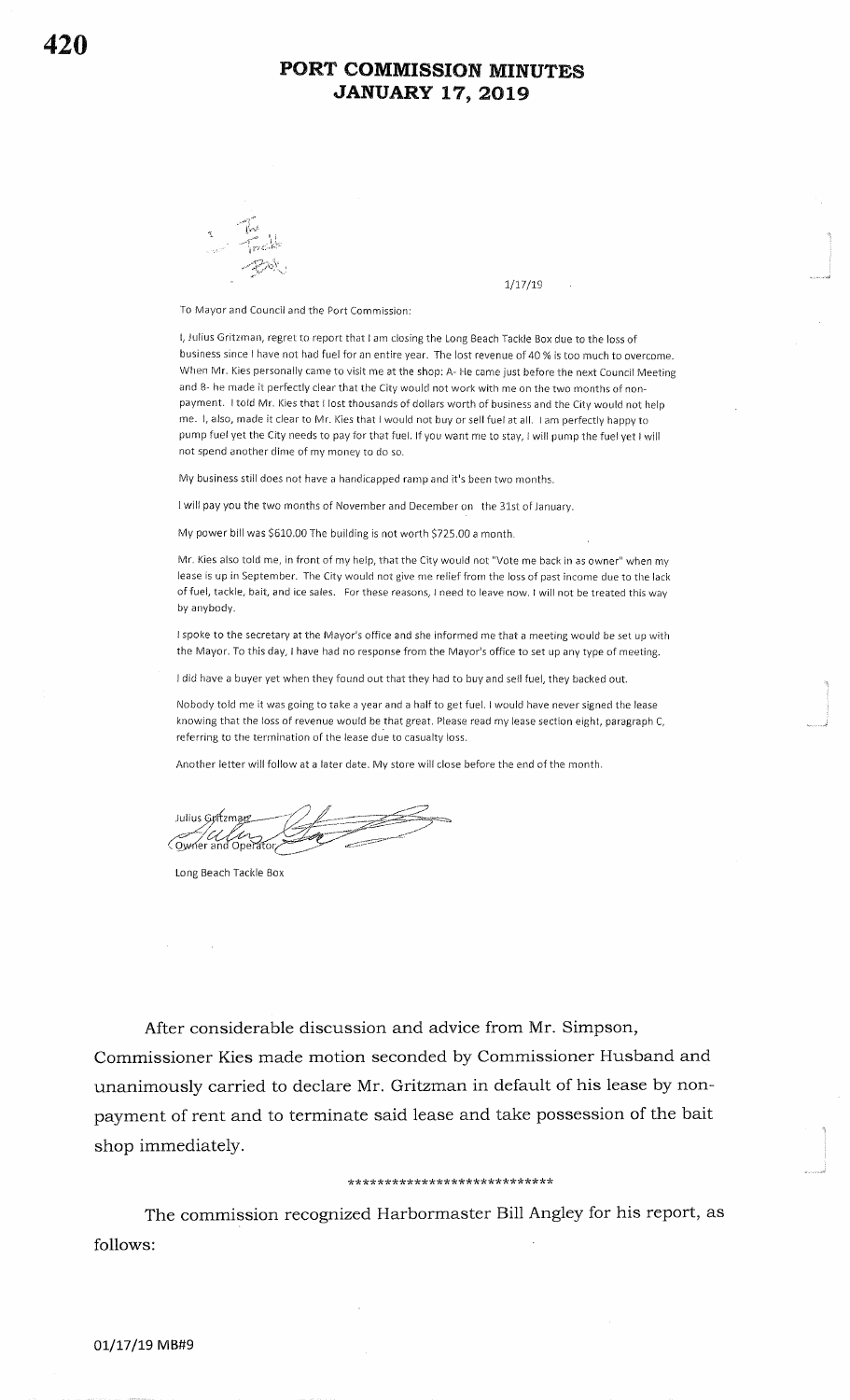# PORT COMMISSION MINUTES
# JANUARY 17, 2019

The Tackle Box

1/17/19

To Mayor and Council and the Port Commission:

I, Julius Gritzman, regret to report that I am closing the Long Beach Tackle Box due to the loss of business since I have not had fuel for an entire year. The lost revenue of 40 % is too much to overcome. When Mr. Kies personally came to visit me at the shop: A- He came just before the next Council Meeting and B- he made it perfectly clear that the City would not work with me on the two months of non-payment. I told Mr. Kies that I lost thousands of dollars worth of business and the City would not help me. I, also, made it clear to Mr. Kies that I would not buy or sell fuel at all. I am perfectly happy to pump fuel yet the City needs to pay for that fuel. If you want me to stay, I will pump the fuel yet I will not spend another dime of my money to do so.

My business still does not have a handicapped ramp and it's been two months.

I will pay you the two months of November and December on the 31st of January.

My power bill was $610.00 The building is not worth $725.00 a month.

Mr. Kies also told me, in front of my help, that the City would not "Vote me back in as owner" when my lease is up in September. The City would not give me relief from the loss of past income due to the lack of fuel, tackle, bait, and ice sales. For these reasons, I need to leave now. I will not be treated this way by anybody.

I spoke to the secretary at the Mayor's office and she informed me that a meeting would be set up with the Mayor. To this day, I have had no response from the Mayor's office to set up any type of meeting.

I did have a buyer yet when they found out that they had to buy and sell fuel, they backed out.

Nobody told me it was going to take a year and a half to get fuel. I would have never signed the lease knowing that the loss of revenue would be that great. Please read my lease section eight, paragraph C, referring to the termination of the lease due to casualty loss.

Another letter will follow at a later date. My store will close before the end of the month.

Julius Gritzman
Owner and Operator

Long Beach Tackle Box

After considerable discussion and advice from Mr. Simpson, Commissioner Kies made motion seconded by Commissioner Husband and unanimously carried to declare Mr. Gritzman in default of his lease by non-payment of rent and to terminate said lease and take possession of the bait shop immediately.

***************************

The commission recognized Harbormaster Bill Angley for his report, as follows:

01/17/19 MB#9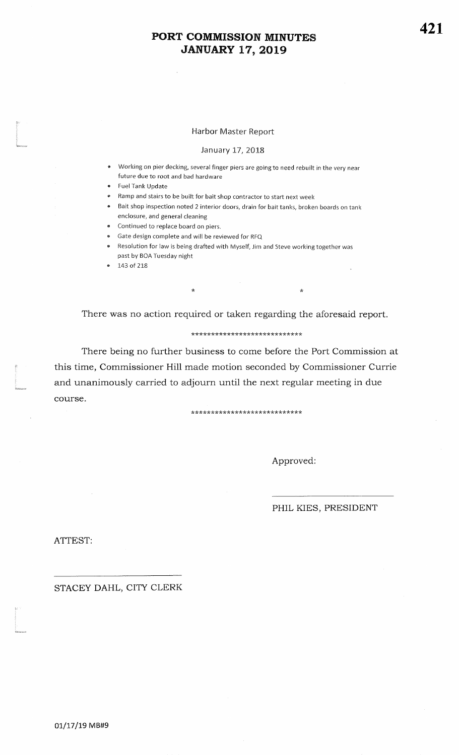Harbor Master Report

January 17, 2018

- Working on pier decking, several finger piers are going to need rebuilt in the very near future due to root and bad hardware
- Fuel Tank Update
- Ramp and stairs to be built for bait shop contractor to start next week
- Bait shop inspection noted 2 interior doors, drain for bait tanks, broken boards on tank enclosure, and general cleaning
- Continued to replace board on piers.
- Gate design complete and will be reviewed for RFQ
- Resolution for law is being drafted with Myself, Jim and Steve working together was past by BOA Tuesday night
- 143 of 218

\* \*

There was no action required or taken regarding the aforesaid report.

\*\*\*\*\*\*\*\*\*\*\*\*\*\*\*\*\*\*\*\*\*\*\*\*\*\*\*\*

There being no further business to come before the Port Commission at this time, Commissioner Hill made motion seconded by Commissioner Currie and unanimously carried to adjourn until the next regular meeting in due course.

\*\*\*\*\*\*\*\*\*\*\*\*\*\*\*\*\*\*\*\*\*\*\*\*\*\*\*\*

Approved:

PHIL KIES, PRESIDENT

ATTEST:

STACEY DAHL, CITY CLERK

01/17/19 MB#9